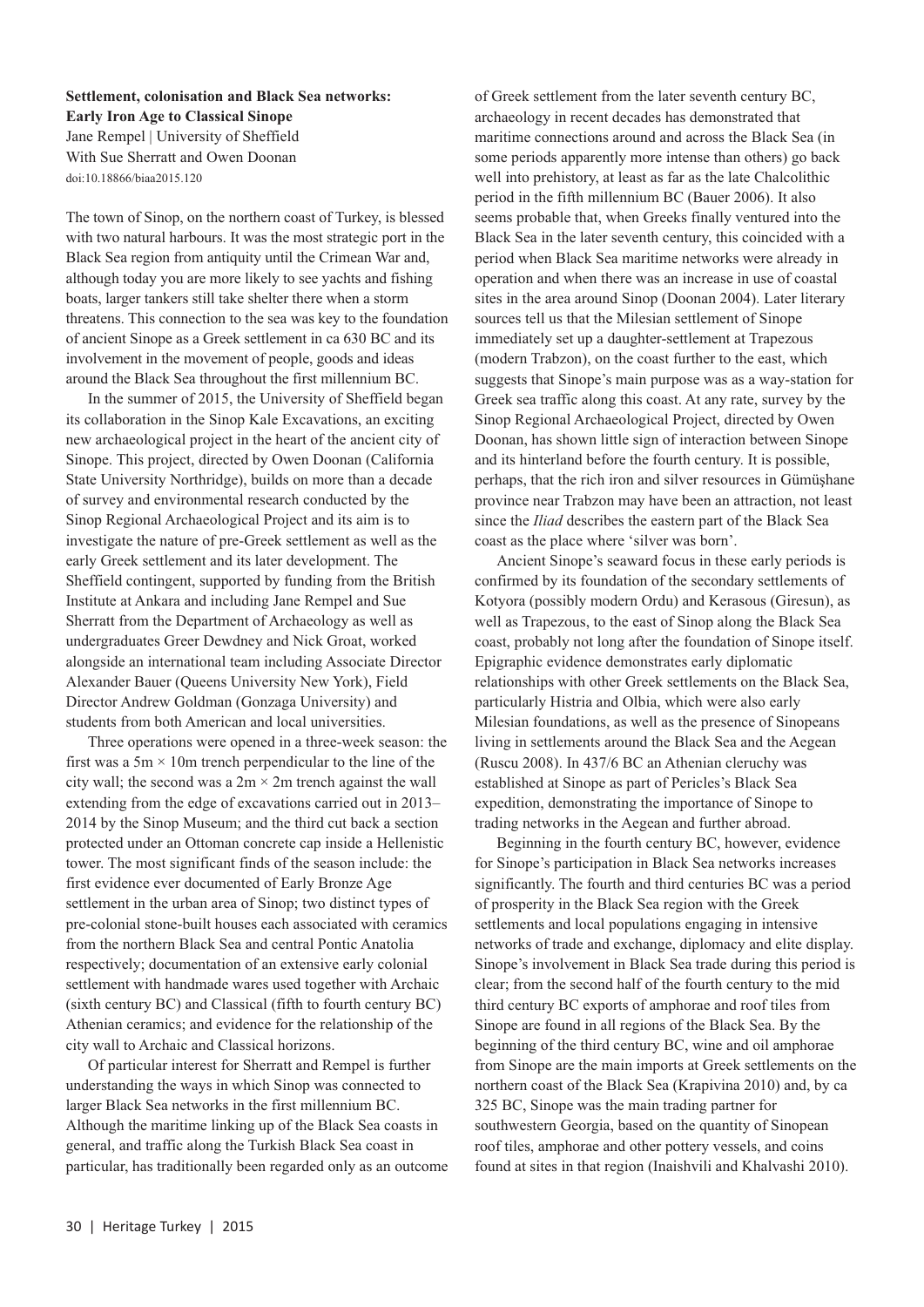**Settlement, colonisation and Black Sea networks: Early Iron Age to Classical Sinope**

Jane Rempel | University of Sheffield
With Sue Sherratt and Owen Doonan
doi:10.18866/biaa2015.120

The town of Sinop, on the northern coast of Turkey, is blessed with two natural harbours. It was the most strategic port in the Black Sea region from antiquity until the Crimean War and, although today you are more likely to see yachts and fishing boats, larger tankers still take shelter there when a storm threatens. This connection to the sea was key to the foundation of ancient Sinope as a Greek settlement in ca 630 BC and its involvement in the movement of people, goods and ideas around the Black Sea throughout the first millennium BC.

In the summer of 2015, the University of Sheffield began its collaboration in the Sinop Kale Excavations, an exciting new archaeological project in the heart of the ancient city of Sinope. This project, directed by Owen Doonan (California State University Northridge), builds on more than a decade of survey and environmental research conducted by the Sinop Regional Archaeological Project and its aim is to investigate the nature of pre-Greek settlement as well as the early Greek settlement and its later development. The Sheffield contingent, supported by funding from the British Institute at Ankara and including Jane Rempel and Sue Sherratt from the Department of Archaeology as well as undergraduates Greer Dewdney and Nick Groat, worked alongside an international team including Associate Director Alexander Bauer (Queens University New York), Field Director Andrew Goldman (Gonzaga University) and students from both American and local universities.

Three operations were opened in a three-week season: the first was a 5m × 10m trench perpendicular to the line of the city wall; the second was a 2m × 2m trench against the wall extending from the edge of excavations carried out in 2013–2014 by the Sinop Museum; and the third cut back a section protected under an Ottoman concrete cap inside a Hellenistic tower. The most significant finds of the season include: the first evidence ever documented of Early Bronze Age settlement in the urban area of Sinop; two distinct types of pre-colonial stone-built houses each associated with ceramics from the northern Black Sea and central Pontic Anatolia respectively; documentation of an extensive early colonial settlement with handmade wares used together with Archaic (sixth century BC) and Classical (fifth to fourth century BC) Athenian ceramics; and evidence for the relationship of the city wall to Archaic and Classical horizons.

Of particular interest for Sherratt and Rempel is further understanding the ways in which Sinop was connected to larger Black Sea networks in the first millennium BC. Although the maritime linking up of the Black Sea coasts in general, and traffic along the Turkish Black Sea coast in particular, has traditionally been regarded only as an outcome of Greek settlement from the later seventh century BC, archaeology in recent decades has demonstrated that maritime connections around and across the Black Sea (in some periods apparently more intense than others) go back well into prehistory, at least as far as the late Chalcolithic period in the fifth millennium BC (Bauer 2006). It also seems probable that, when Greeks finally ventured into the Black Sea in the later seventh century, this coincided with a period when Black Sea maritime networks were already in operation and when there was an increase in use of coastal sites in the area around Sinop (Doonan 2004). Later literary sources tell us that the Milesian settlement of Sinope immediately set up a daughter-settlement at Trapezous (modern Trabzon), on the coast further to the east, which suggests that Sinope's main purpose was as a way-station for Greek sea traffic along this coast. At any rate, survey by the Sinop Regional Archaeological Project, directed by Owen Doonan, has shown little sign of interaction between Sinope and its hinterland before the fourth century. It is possible, perhaps, that the rich iron and silver resources in Gümüşhane province near Trabzon may have been an attraction, not least since the *Iliad* describes the eastern part of the Black Sea coast as the place where 'silver was born'.

Ancient Sinope's seaward focus in these early periods is confirmed by its foundation of the secondary settlements of Kotyora (possibly modern Ordu) and Kerasous (Giresun), as well as Trapezous, to the east of Sinop along the Black Sea coast, probably not long after the foundation of Sinope itself. Epigraphic evidence demonstrates early diplomatic relationships with other Greek settlements on the Black Sea, particularly Histria and Olbia, which were also early Milesian foundations, as well as the presence of Sinopeans living in settlements around the Black Sea and the Aegean (Ruscu 2008). In 437/6 BC an Athenian cleruchy was established at Sinope as part of Pericles's Black Sea expedition, demonstrating the importance of Sinope to trading networks in the Aegean and further abroad.

Beginning in the fourth century BC, however, evidence for Sinope's participation in Black Sea networks increases significantly. The fourth and third centuries BC was a period of prosperity in the Black Sea region with the Greek settlements and local populations engaging in intensive networks of trade and exchange, diplomacy and elite display. Sinope's involvement in Black Sea trade during this period is clear; from the second half of the fourth century to the mid third century BC exports of amphorae and roof tiles from Sinope are found in all regions of the Black Sea. By the beginning of the third century BC, wine and oil amphorae from Sinope are the main imports at Greek settlements on the northern coast of the Black Sea (Krapivina 2010) and, by ca 325 BC, Sinope was the main trading partner for southwestern Georgia, based on the quantity of Sinopean roof tiles, amphorae and other pottery vessels, and coins found at sites in that region (Inaishvili and Khalvashi 2010).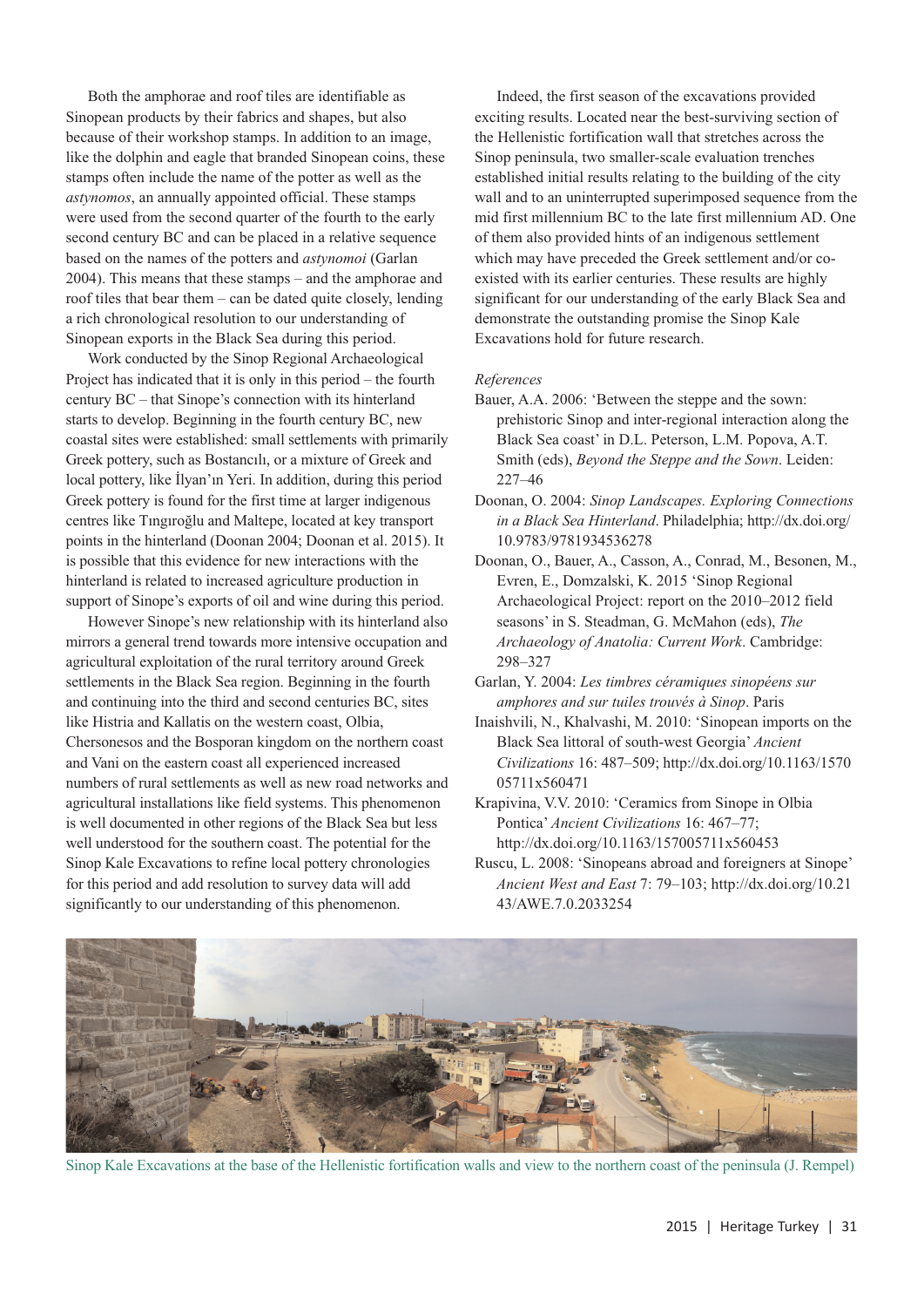Both the amphorae and roof tiles are identifiable as Sinopean products by their fabrics and shapes, but also because of their workshop stamps. In addition to an image, like the dolphin and eagle that branded Sinopean coins, these stamps often include the name of the potter as well as the *astynomos*, an annually appointed official. These stamps were used from the second quarter of the fourth to the early second century BC and can be placed in a relative sequence based on the names of the potters and *astynomoi* (Garlan 2004). This means that these stamps – and the amphorae and roof tiles that bear them – can be dated quite closely, lending a rich chronological resolution to our understanding of Sinopean exports in the Black Sea during this period.

Work conducted by the Sinop Regional Archaeological Project has indicated that it is only in this period – the fourth century BC – that Sinope's connection with its hinterland starts to develop. Beginning in the fourth century BC, new coastal sites were established: small settlements with primarily Greek pottery, such as Bostancılı, or a mixture of Greek and local pottery, like İlyan'ın Yeri. In addition, during this period Greek pottery is found for the first time at larger indigenous centres like Tıngıroğlu and Maltepe, located at key transport points in the hinterland (Doonan 2004; Doonan et al. 2015). It is possible that this evidence for new interactions with the hinterland is related to increased agriculture production in support of Sinope's exports of oil and wine during this period.

However Sinope's new relationship with its hinterland also mirrors a general trend towards more intensive occupation and agricultural exploitation of the rural territory around Greek settlements in the Black Sea region. Beginning in the fourth and continuing into the third and second centuries BC, sites like Histria and Kallatis on the western coast, Olbia, Chersonesos and the Bosporan kingdom on the northern coast and Vani on the eastern coast all experienced increased numbers of rural settlements as well as new road networks and agricultural installations like field systems. This phenomenon is well documented in other regions of the Black Sea but less well understood for the southern coast. The potential for the Sinop Kale Excavations to refine local pottery chronologies for this period and add resolution to survey data will add significantly to our understanding of this phenomenon.

Indeed, the first season of the excavations provided exciting results. Located near the best-surviving section of the Hellenistic fortification wall that stretches across the Sinop peninsula, two smaller-scale evaluation trenches established initial results relating to the building of the city wall and to an uninterrupted superimposed sequence from the mid first millennium BC to the late first millennium AD. One of them also provided hints of an indigenous settlement which may have preceded the Greek settlement and/or co-existed with its earlier centuries. These results are highly significant for our understanding of the early Black Sea and demonstrate the outstanding promise the Sinop Kale Excavations hold for future research.

*References*

Bauer, A.A. 2006: 'Between the steppe and the sown: prehistoric Sinop and inter-regional interaction along the Black Sea coast' in D.L. Peterson, L.M. Popova, A.T. Smith (eds), *Beyond the Steppe and the Sown*. Leiden: 227–46

Doonan, O. 2004: *Sinop Landscapes. Exploring Connections in a Black Sea Hinterland*. Philadelphia; http://dx.doi.org/10.9783/9781934536278

Doonan, O., Bauer, A., Casson, A., Conrad, M., Besonen, M., Evren, E., Domzalski, K. 2015 'Sinop Regional Archaeological Project: report on the 2010–2012 field seasons' in S. Steadman, G. McMahon (eds), *The Archaeology of Anatolia: Current Work*. Cambridge: 298–327

Garlan, Y. 2004: *Les timbres céramiques sinopéens sur amphores and sur tuiles trouvés à Sinop*. Paris

Inaishvili, N., Khalvashi, M. 2010: 'Sinopean imports on the Black Sea littoral of south-west Georgia' *Ancient Civilizations* 16: 487–509; http://dx.doi.org/10.1163/157005711x560471

Krapivina, V.V. 2010: 'Ceramics from Sinope in Olbia Pontica' *Ancient Civilizations* 16: 467–77; http://dx.doi.org/10.1163/157005711x560453

Ruscu, L. 2008: 'Sinopeans abroad and foreigners at Sinope' *Ancient West and East* 7: 79–103; http://dx.doi.org/10.2143/AWE.7.0.2033254

Sinop Kale Excavations at the base of the Hellenistic fortification walls and view to the northern coast of the peninsula (J. Rempel)